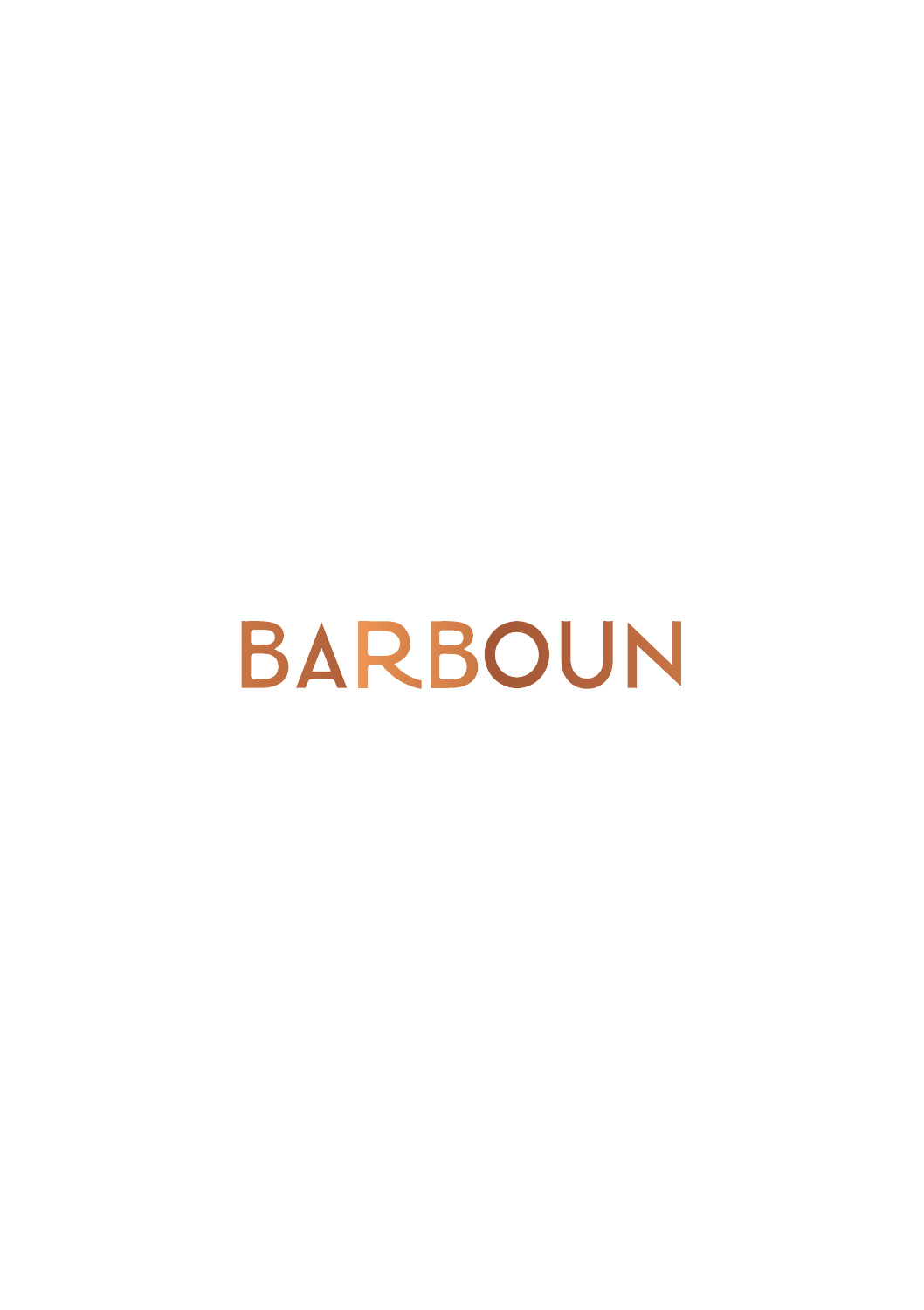# BARBOUN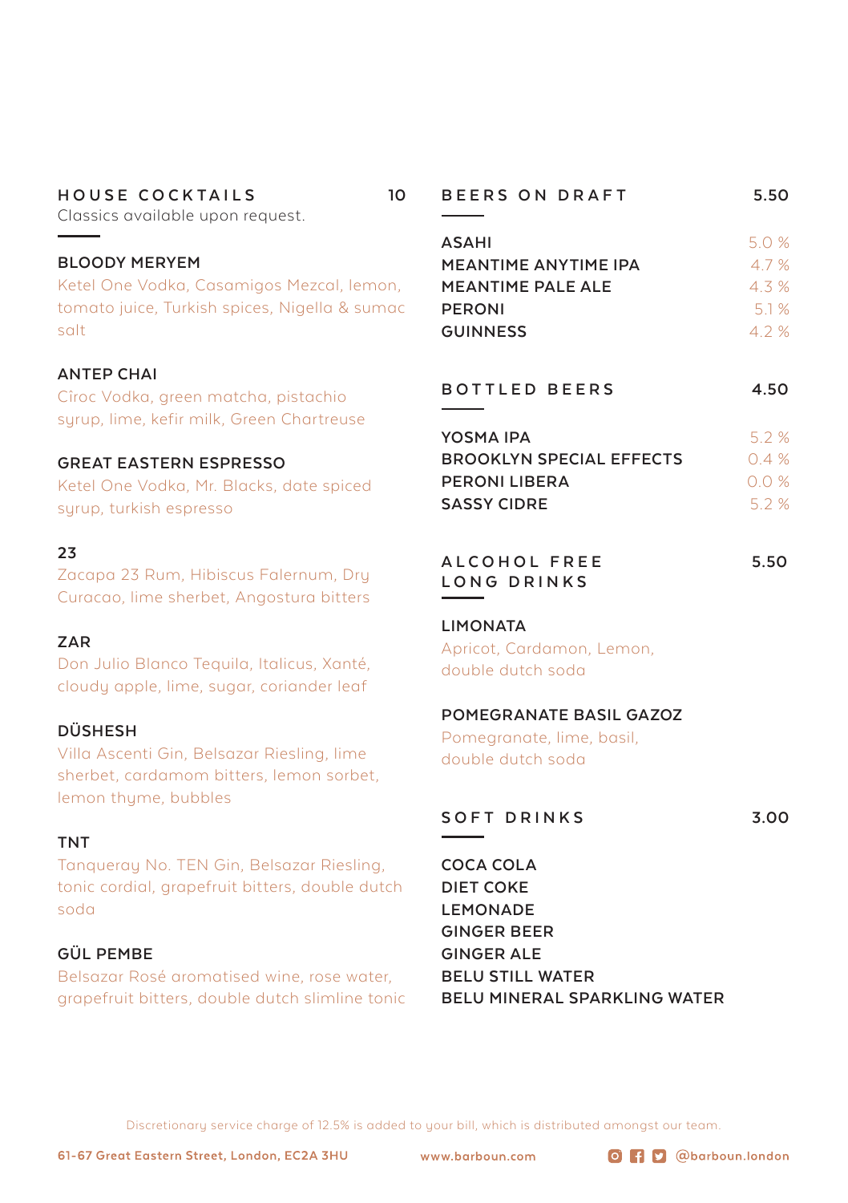## HOUSE COCKTAILS — 10

Classics available upon request.

### BLOODY MERYEM

Ketel One Vodka, Casamigos Mezcal, lemon, tomato juice, Turkish spices, Nigella & sumac salt

### ANTEP CHAI

Cîroc Vodka, green matcha, pistachio syrup, lime, kefir milk, Green Chartreuse

### GREAT EASTERN ESPRESSO

Ketel One Vodka, Mr. Blacks, date spiced syrup, turkish espresso

### 23

Zacapa 23 Rum, Hibiscus Falernum, Dry Curacao, lime sherbet, Angostura bitters

### ZAR

Don Julio Blanco Tequila, Italicus, Xanté, cloudy apple, lime, sugar, coriander leaf

### DÜSHESH

Villa Ascenti Gin, Belsazar Riesling, lime sherbet, cardamom bitters, lemon sorbet, lemon thyme, bubbles

### TNT

Tanqueray No. TEN Gin, Belsazar Riesling, tonic cordial, grapefruit bitters, double dutch soda

### GÜL PEMBE

Belsazar Rosé aromatised wine, rose water, grapefruit bitters, double dutch slimline tonic

## BEERS ON DRAFT — 5.50

| | |
|---|---|
| ASAHI | 5.0 % |
| MEANTIME ANYTIME IPA | 4.7 % |
| MEANTIME PALE ALE | 4.3 % |
| PERONI | 5.1 % |
| GUINNESS | 4.2 % |

## BOTTLED BEERS — 4.50

| | |
|---|---|
| YOSMA IPA | 5.2 % |
| BROOKLYN SPECIAL EFFECTS | 0.4 % |
| PERONI LIBERA | 0.0 % |
| SASSY CIDRE | 5.2 % |

## ALCOHOL FREE LONG DRINKS — 5.50

### LIMONATA

Apricot, Cardamon, Lemon, double dutch soda

### POMEGRANATE BASIL GAZOZ

Pomegranate, lime, basil, double dutch soda

## SOFT DRINKS — 3.00

- COCA COLA
- DIET COKE
- LEMONADE
- GINGER BEER
- GINGER ALE
- BELU STILL WATER
- BELU MINERAL SPARKLING WATER

Discretionary service charge of 12.5% is added to your bill, which is distributed amongst our team.

61-67 Great Eastern Street, London, EC2A 3HU | www.barboun.com | @barboun.london